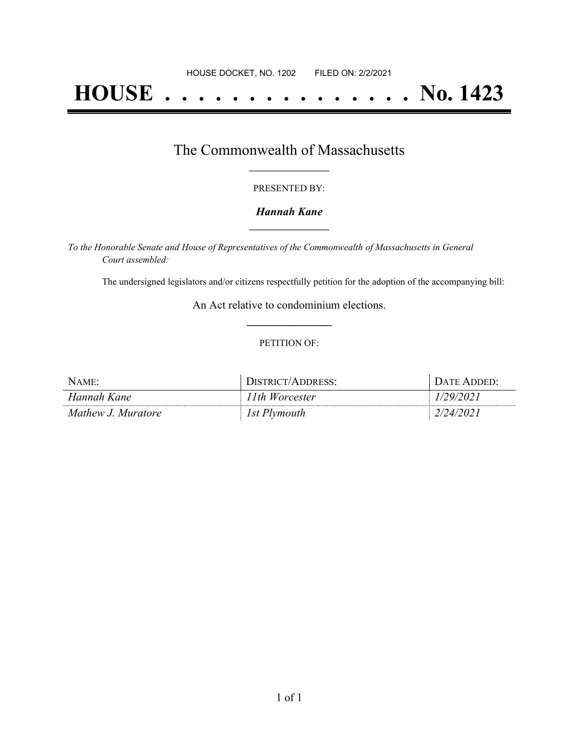HOUSE DOCKET, NO. 1202 FILED ON: 2/2/2021

# HOUSE . . . . . . . . . . . . . . . No. 1423

## The Commonwealth of Massachusetts

PRESENTED BY:

***Hannah Kane***

*To the Honorable Senate and House of Representatives of the Commonwealth of Massachusetts in General Court assembled:*

The undersigned legislators and/or citizens respectfully petition for the adoption of the accompanying bill:

An Act relative to condominium elections.

PETITION OF:

| NAME: | DISTRICT/ADDRESS: | DATE ADDED: |
| --- | --- | --- |
| *Hannah Kane* | *11th Worcester* | *1/29/2021* |
| *Mathew J. Muratore* | *1st Plymouth* | *2/24/2021* |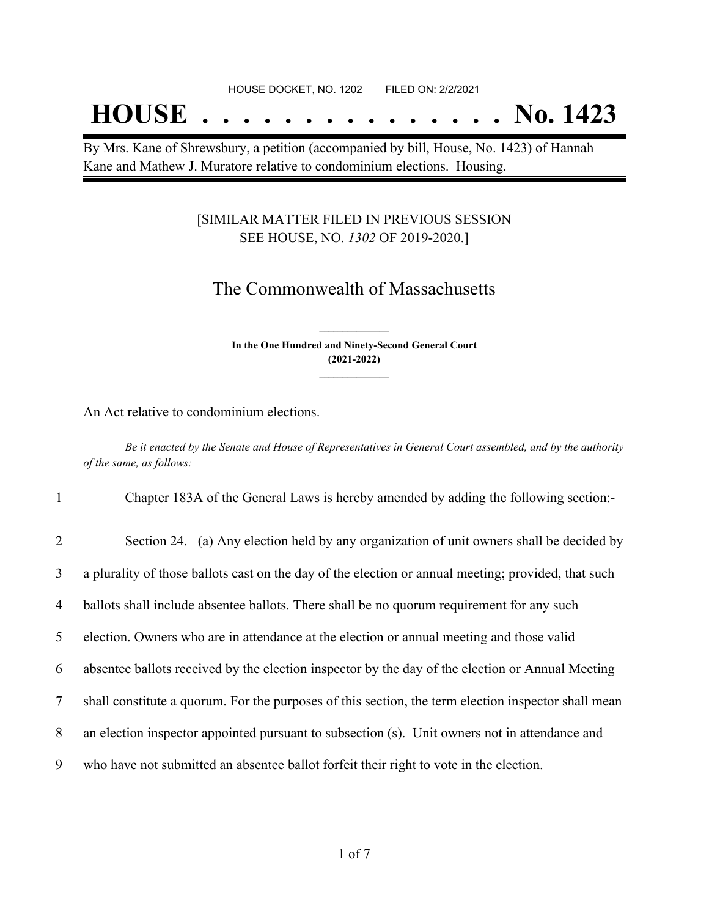HOUSE DOCKET, NO. 1202 FILED ON: 2/2/2021

# HOUSE . . . . . . . . . . . . . . . No. 1423

By Mrs. Kane of Shrewsbury, a petition (accompanied by bill, House, No. 1423) of Hannah Kane and Mathew J. Muratore relative to condominium elections. Housing.

[SIMILAR MATTER FILED IN PREVIOUS SESSION SEE HOUSE, NO. *1302* OF 2019-2020.]

## The Commonwealth of Massachusetts

**In the One Hundred and Ninety-Second General Court (2021-2022)**

An Act relative to condominium elections.

*Be it enacted by the Senate and House of Representatives in General Court assembled, and by the authority of the same, as follows:*

1 Chapter 183A of the General Laws is hereby amended by adding the following section:-

2 Section 24. (a) Any election held by any organization of unit owners shall be decided by
3 a plurality of those ballots cast on the day of the election or annual meeting; provided, that such
4 ballots shall include absentee ballots. There shall be no quorum requirement for any such
5 election. Owners who are in attendance at the election or annual meeting and those valid
6 absentee ballots received by the election inspector by the day of the election or Annual Meeting
7 shall constitute a quorum. For the purposes of this section, the term election inspector shall mean
8 an election inspector appointed pursuant to subsection (s). Unit owners not in attendance and
9 who have not submitted an absentee ballot forfeit their right to vote in the election.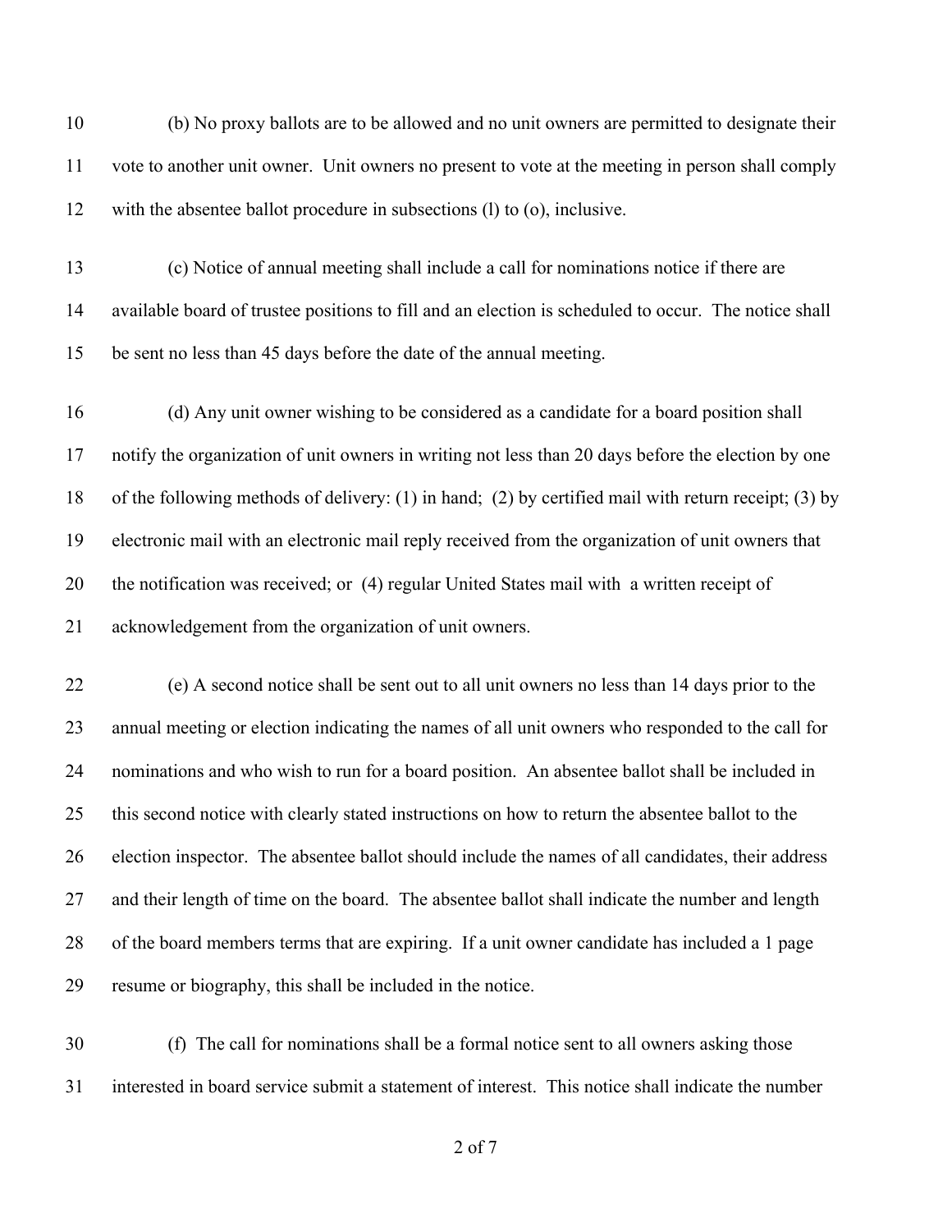(b) No proxy ballots are to be allowed and no unit owners are permitted to designate their vote to another unit owner. Unit owners no present to vote at the meeting in person shall comply with the absentee ballot procedure in subsections (l) to (o), inclusive.

(c) Notice of annual meeting shall include a call for nominations notice if there are available board of trustee positions to fill and an election is scheduled to occur. The notice shall be sent no less than 45 days before the date of the annual meeting.

(d) Any unit owner wishing to be considered as a candidate for a board position shall notify the organization of unit owners in writing not less than 20 days before the election by one of the following methods of delivery: (1) in hand; (2) by certified mail with return receipt; (3) by electronic mail with an electronic mail reply received from the organization of unit owners that the notification was received; or (4) regular United States mail with a written receipt of acknowledgement from the organization of unit owners.

(e) A second notice shall be sent out to all unit owners no less than 14 days prior to the annual meeting or election indicating the names of all unit owners who responded to the call for nominations and who wish to run for a board position. An absentee ballot shall be included in this second notice with clearly stated instructions on how to return the absentee ballot to the election inspector. The absentee ballot should include the names of all candidates, their address and their length of time on the board. The absentee ballot shall indicate the number and length of the board members terms that are expiring. If a unit owner candidate has included a 1 page resume or biography, this shall be included in the notice.

(f) The call for nominations shall be a formal notice sent to all owners asking those interested in board service submit a statement of interest. This notice shall indicate the number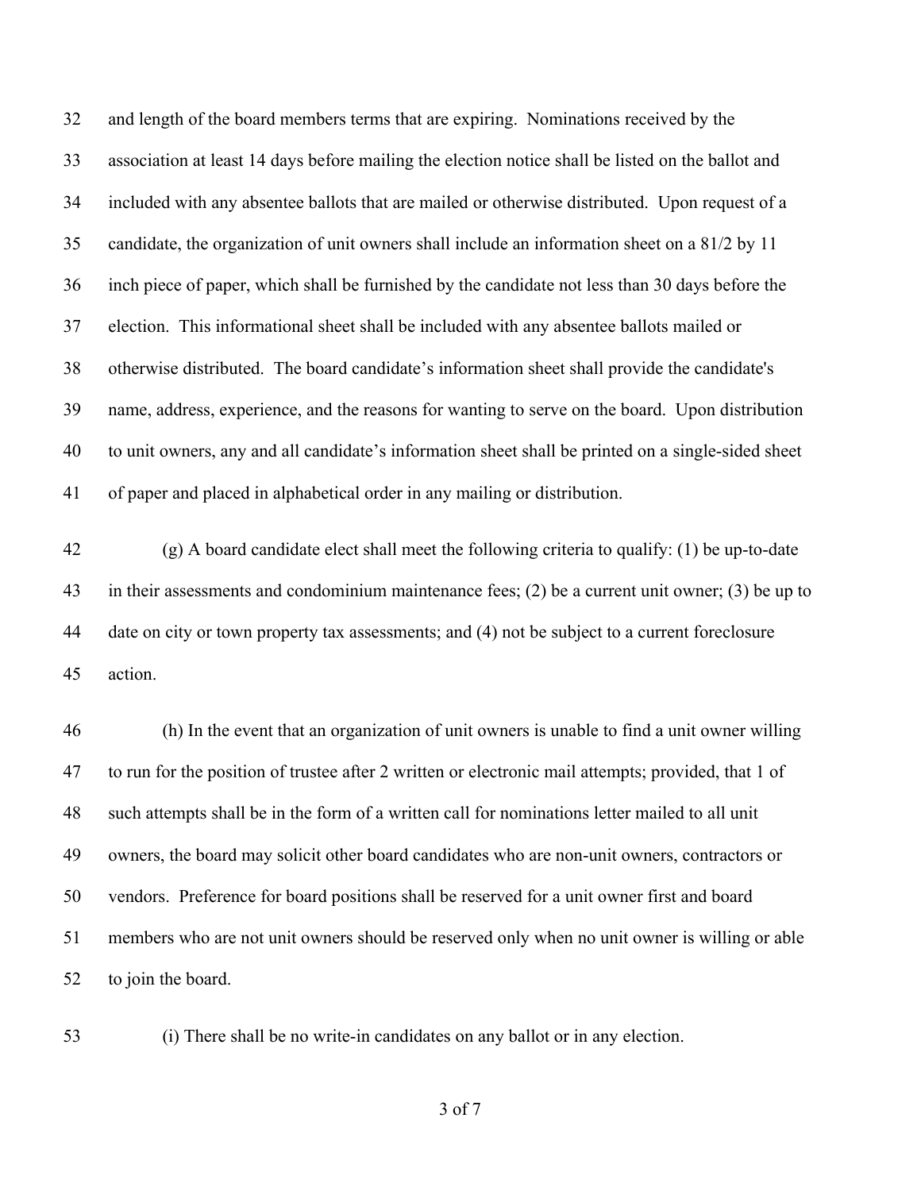and length of the board members terms that are expiring. Nominations received by the association at least 14 days before mailing the election notice shall be listed on the ballot and included with any absentee ballots that are mailed or otherwise distributed. Upon request of a candidate, the organization of unit owners shall include an information sheet on a 81/2 by 11 inch piece of paper, which shall be furnished by the candidate not less than 30 days before the election. This informational sheet shall be included with any absentee ballots mailed or otherwise distributed. The board candidate's information sheet shall provide the candidate's name, address, experience, and the reasons for wanting to serve on the board. Upon distribution to unit owners, any and all candidate's information sheet shall be printed on a single-sided sheet of paper and placed in alphabetical order in any mailing or distribution.

(g) A board candidate elect shall meet the following criteria to qualify: (1) be up-to-date in their assessments and condominium maintenance fees; (2) be a current unit owner; (3) be up to date on city or town property tax assessments; and (4) not be subject to a current foreclosure action.

(h) In the event that an organization of unit owners is unable to find a unit owner willing to run for the position of trustee after 2 written or electronic mail attempts; provided, that 1 of such attempts shall be in the form of a written call for nominations letter mailed to all unit owners, the board may solicit other board candidates who are non-unit owners, contractors or vendors. Preference for board positions shall be reserved for a unit owner first and board members who are not unit owners should be reserved only when no unit owner is willing or able to join the board.

(i) There shall be no write-in candidates on any ballot or in any election.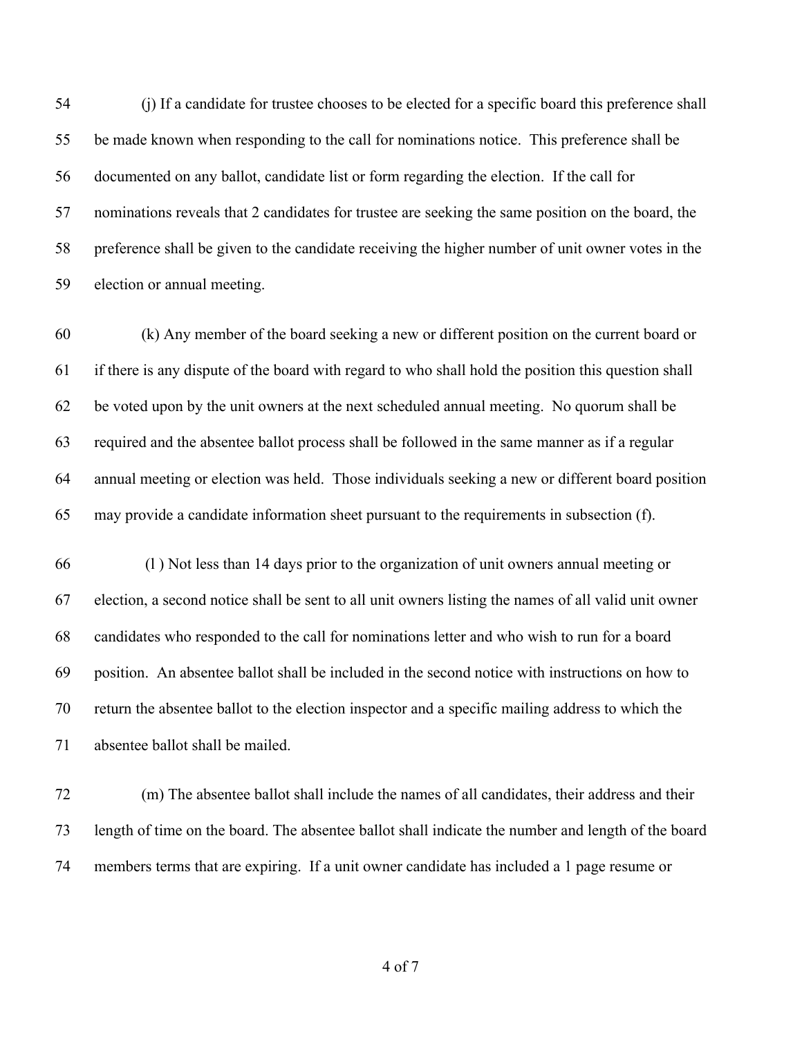54 (j) If a candidate for trustee chooses to be elected for a specific board this preference shall
55 be made known when responding to the call for nominations notice. This preference shall be
56 documented on any ballot, candidate list or form regarding the election. If the call for
57 nominations reveals that 2 candidates for trustee are seeking the same position on the board, the
58 preference shall be given to the candidate receiving the higher number of unit owner votes in the
59 election or annual meeting.

60 (k) Any member of the board seeking a new or different position on the current board or
61 if there is any dispute of the board with regard to who shall hold the position this question shall
62 be voted upon by the unit owners at the next scheduled annual meeting. No quorum shall be
63 required and the absentee ballot process shall be followed in the same manner as if a regular
64 annual meeting or election was held. Those individuals seeking a new or different board position
65 may provide a candidate information sheet pursuant to the requirements in subsection (f).

66 (l ) Not less than 14 days prior to the organization of unit owners annual meeting or
67 election, a second notice shall be sent to all unit owners listing the names of all valid unit owner
68 candidates who responded to the call for nominations letter and who wish to run for a board
69 position. An absentee ballot shall be included in the second notice with instructions on how to
70 return the absentee ballot to the election inspector and a specific mailing address to which the
71 absentee ballot shall be mailed.

72 (m) The absentee ballot shall include the names of all candidates, their address and their
73 length of time on the board. The absentee ballot shall indicate the number and length of the board
74 members terms that are expiring. If a unit owner candidate has included a 1 page resume or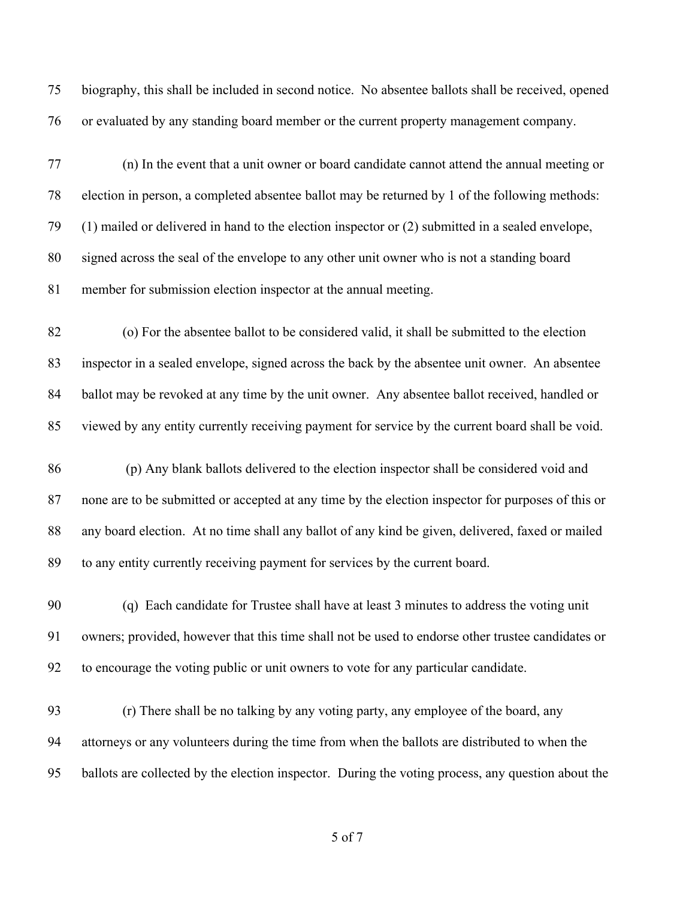biography, this shall be included in second notice. No absentee ballots shall be received, opened or evaluated by any standing board member or the current property management company.

(n) In the event that a unit owner or board candidate cannot attend the annual meeting or election in person, a completed absentee ballot may be returned by 1 of the following methods: (1) mailed or delivered in hand to the election inspector or (2) submitted in a sealed envelope, signed across the seal of the envelope to any other unit owner who is not a standing board member for submission election inspector at the annual meeting.

(o) For the absentee ballot to be considered valid, it shall be submitted to the election inspector in a sealed envelope, signed across the back by the absentee unit owner. An absentee ballot may be revoked at any time by the unit owner. Any absentee ballot received, handled or viewed by any entity currently receiving payment for service by the current board shall be void.

(p) Any blank ballots delivered to the election inspector shall be considered void and none are to be submitted or accepted at any time by the election inspector for purposes of this or any board election. At no time shall any ballot of any kind be given, delivered, faxed or mailed to any entity currently receiving payment for services by the current board.

(q) Each candidate for Trustee shall have at least 3 minutes to address the voting unit owners; provided, however that this time shall not be used to endorse other trustee candidates or to encourage the voting public or unit owners to vote for any particular candidate.

(r) There shall be no talking by any voting party, any employee of the board, any attorneys or any volunteers during the time from when the ballots are distributed to when the ballots are collected by the election inspector. During the voting process, any question about the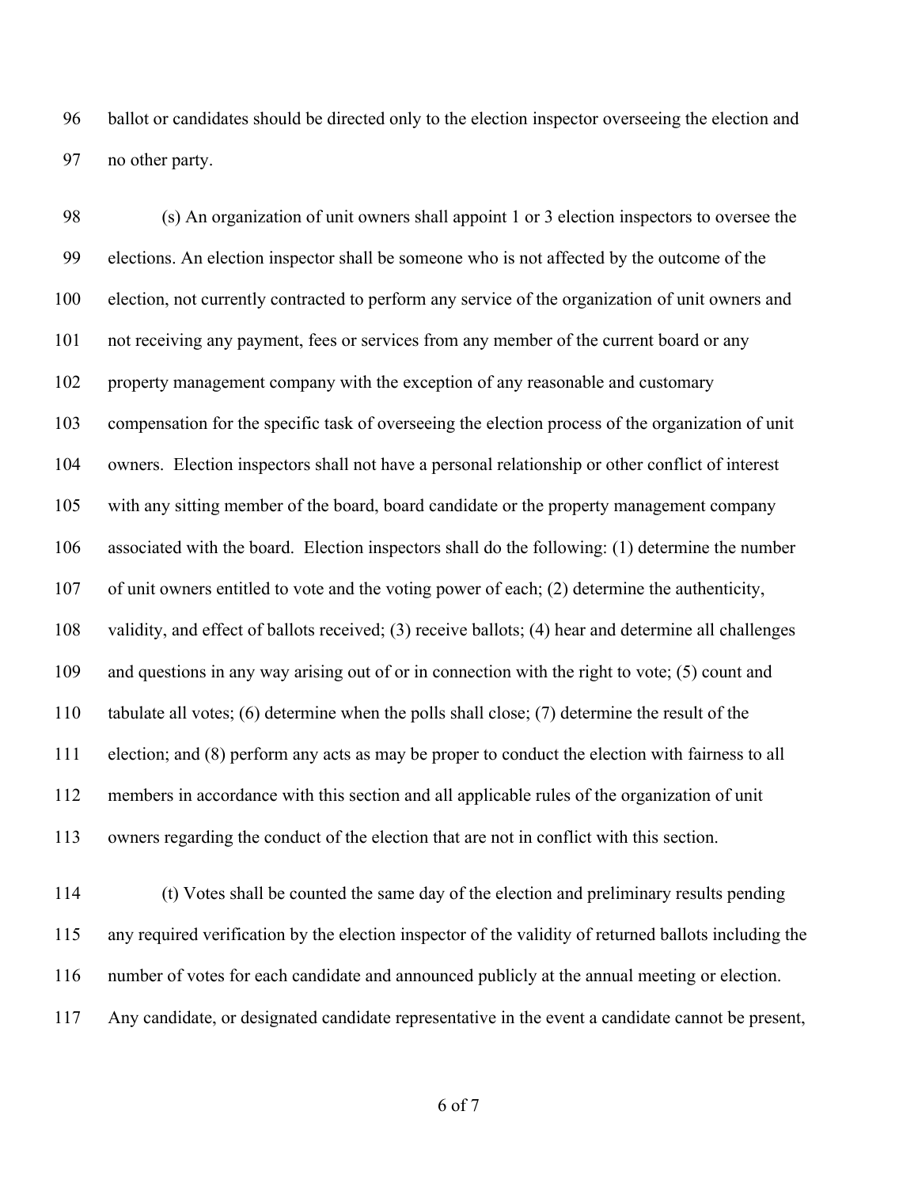ballot or candidates should be directed only to the election inspector overseeing the election and no other party.

(s) An organization of unit owners shall appoint 1 or 3 election inspectors to oversee the elections. An election inspector shall be someone who is not affected by the outcome of the election, not currently contracted to perform any service of the organization of unit owners and not receiving any payment, fees or services from any member of the current board or any property management company with the exception of any reasonable and customary compensation for the specific task of overseeing the election process of the organization of unit owners. Election inspectors shall not have a personal relationship or other conflict of interest with any sitting member of the board, board candidate or the property management company associated with the board. Election inspectors shall do the following: (1) determine the number of unit owners entitled to vote and the voting power of each; (2) determine the authenticity, validity, and effect of ballots received; (3) receive ballots; (4) hear and determine all challenges and questions in any way arising out of or in connection with the right to vote; (5) count and tabulate all votes; (6) determine when the polls shall close; (7) determine the result of the election; and (8) perform any acts as may be proper to conduct the election with fairness to all members in accordance with this section and all applicable rules of the organization of unit owners regarding the conduct of the election that are not in conflict with this section.

(t) Votes shall be counted the same day of the election and preliminary results pending any required verification by the election inspector of the validity of returned ballots including the number of votes for each candidate and announced publicly at the annual meeting or election. Any candidate, or designated candidate representative in the event a candidate cannot be present,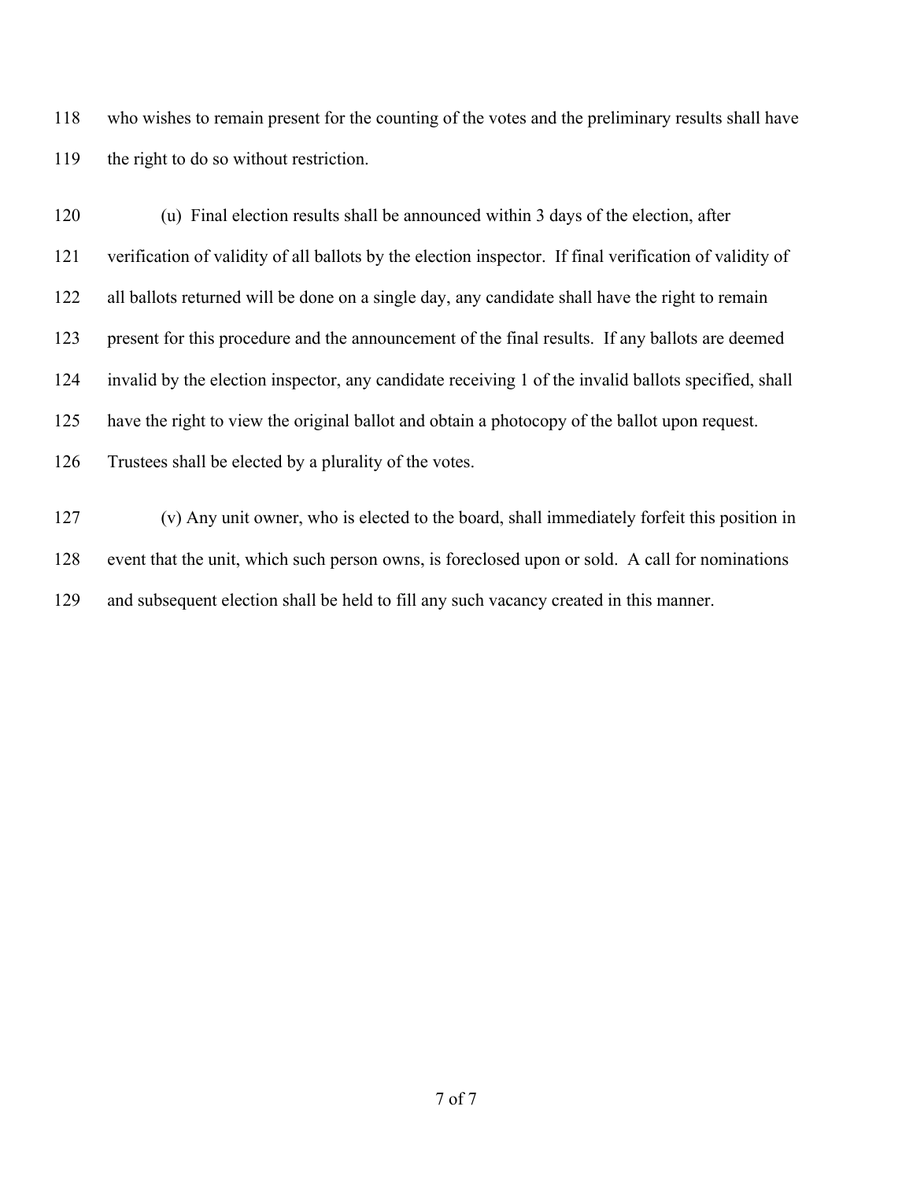who wishes to remain present for the counting of the votes and the preliminary results shall have the right to do so without restriction.

(u) Final election results shall be announced within 3 days of the election, after verification of validity of all ballots by the election inspector. If final verification of validity of all ballots returned will be done on a single day, any candidate shall have the right to remain present for this procedure and the announcement of the final results. If any ballots are deemed invalid by the election inspector, any candidate receiving 1 of the invalid ballots specified, shall have the right to view the original ballot and obtain a photocopy of the ballot upon request. Trustees shall be elected by a plurality of the votes.

(v) Any unit owner, who is elected to the board, shall immediately forfeit this position in event that the unit, which such person owns, is foreclosed upon or sold. A call for nominations and subsequent election shall be held to fill any such vacancy created in this manner.